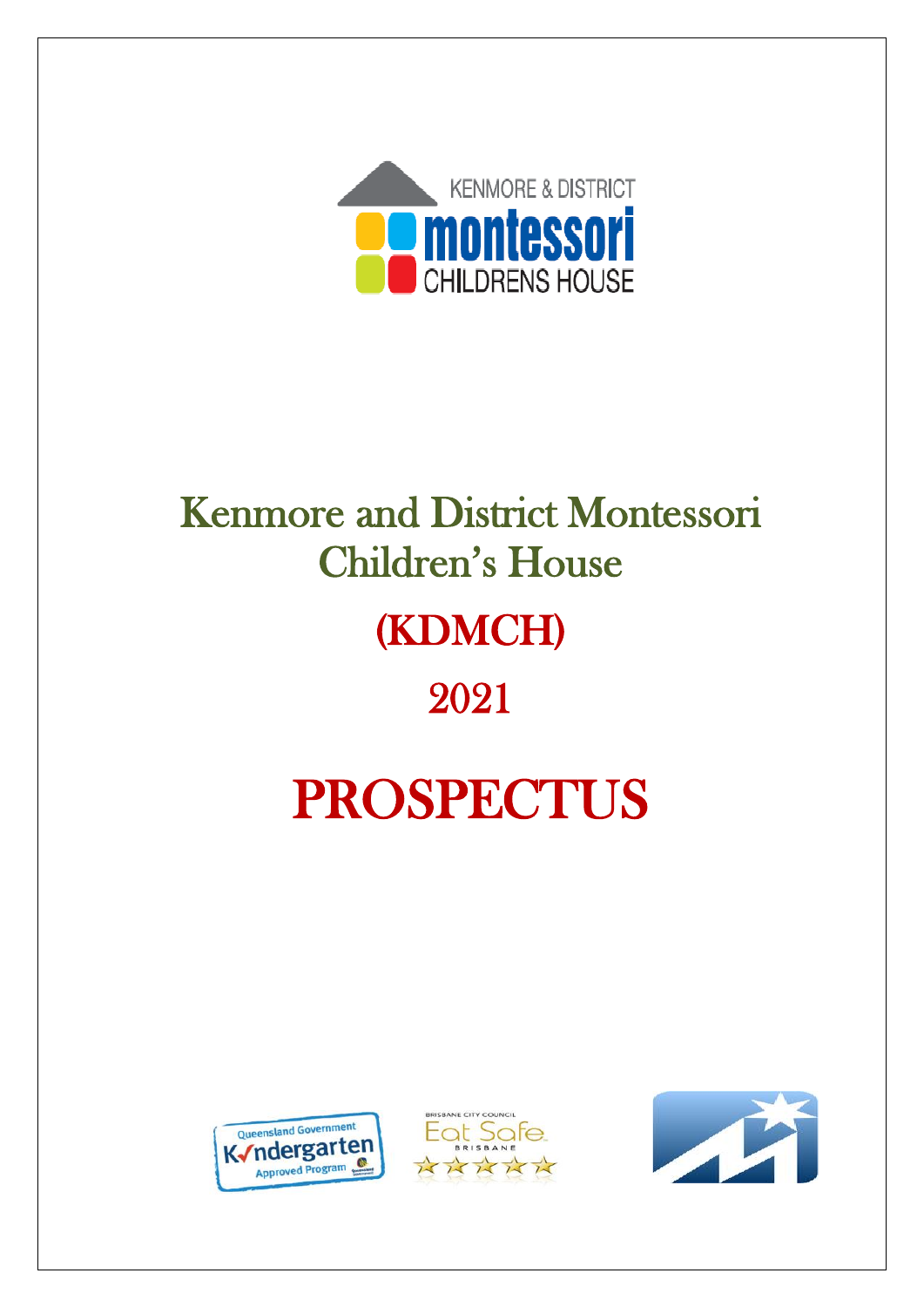# Kenmore and District Montessori Children's House

## (KDMCH)

## 2021

# PROSPECTUS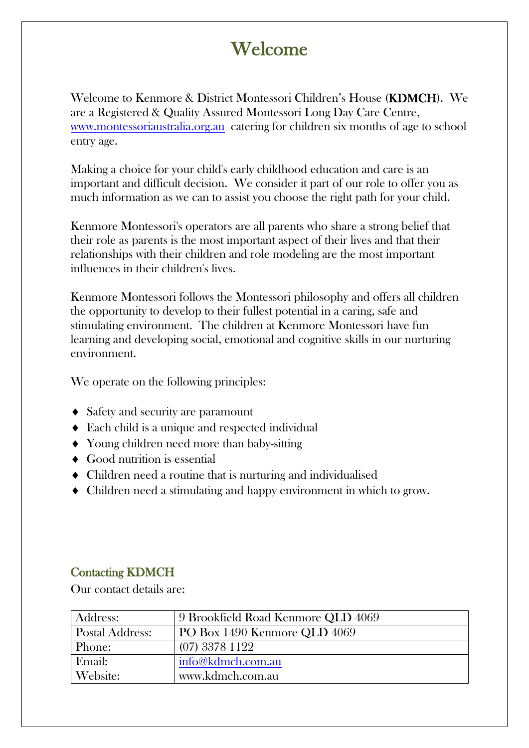# Welcome

Welcome to Kenmore & District Montessori Children's House (**KDMCH**). We are a Registered & Quality Assured Montessori Long Day Care Centre, www.montessoriaustralia.org.au catering for children six months of age to school entry age.

Making a choice for your child's early childhood education and care is an important and difficult decision. We consider it part of our role to offer you as much information as we can to assist you choose the right path for your child.

Kenmore Montessori's operators are all parents who share a strong belief that their role as parents is the most important aspect of their lives and that their relationships with their children and role modeling are the most important influences in their children's lives.

Kenmore Montessori follows the Montessori philosophy and offers all children the opportunity to develop to their fullest potential in a caring, safe and stimulating environment. The children at Kenmore Montessori have fun learning and developing social, emotional and cognitive skills in our nurturing environment.

We operate on the following principles:

- Safety and security are paramount
- Each child is a unique and respected individual
- Young children need more than baby-sitting
- Good nutrition is essential
- Children need a routine that is nurturing and individualised
- Children need a stimulating and happy environment in which to grow.

## Contacting KDMCH

Our contact details are:

| | |
|---|---|
| Address: | 9 Brookfield Road Kenmore QLD 4069 |
| Postal Address: | PO Box 1490 Kenmore QLD 4069 |
| Phone: | (07) 3378 1122 |
| Email: | info@kdmch.com.au |
| Website: | www.kdmch.com.au |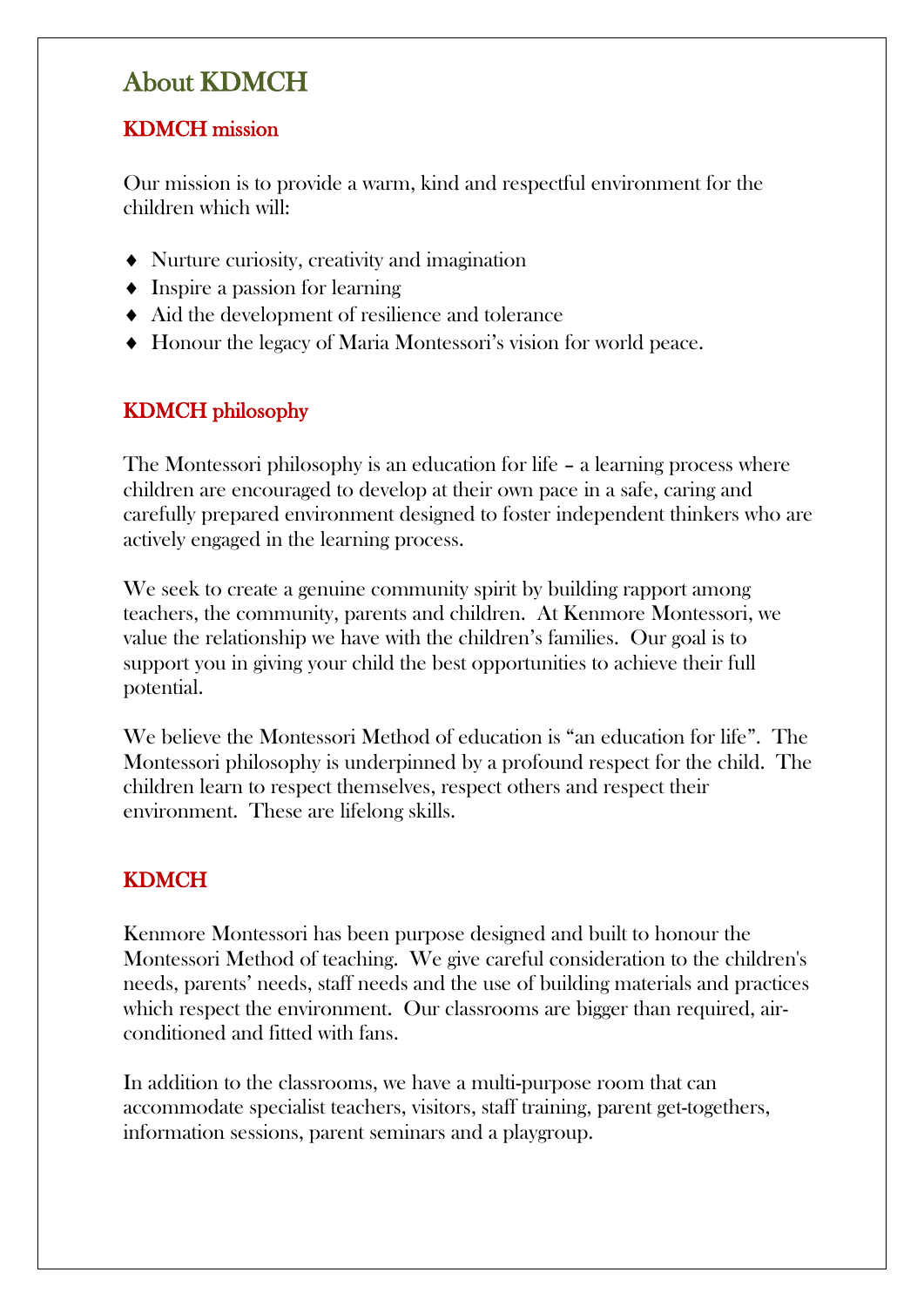# About KDMCH

## KDMCH mission

Our mission is to provide a warm, kind and respectful environment for the children which will:

- Nurture curiosity, creativity and imagination
- Inspire a passion for learning
- Aid the development of resilience and tolerance
- Honour the legacy of Maria Montessori's vision for world peace.

## KDMCH philosophy

The Montessori philosophy is an education for life – a learning process where children are encouraged to develop at their own pace in a safe, caring and carefully prepared environment designed to foster independent thinkers who are actively engaged in the learning process.

We seek to create a genuine community spirit by building rapport among teachers, the community, parents and children. At Kenmore Montessori, we value the relationship we have with the children's families. Our goal is to support you in giving your child the best opportunities to achieve their full potential.

We believe the Montessori Method of education is "an education for life". The Montessori philosophy is underpinned by a profound respect for the child. The children learn to respect themselves, respect others and respect their environment. These are lifelong skills.

## KDMCH

Kenmore Montessori has been purpose designed and built to honour the Montessori Method of teaching. We give careful consideration to the children's needs, parents' needs, staff needs and the use of building materials and practices which respect the environment. Our classrooms are bigger than required, air-conditioned and fitted with fans.

In addition to the classrooms, we have a multi-purpose room that can accommodate specialist teachers, visitors, staff training, parent get-togethers, information sessions, parent seminars and a playgroup.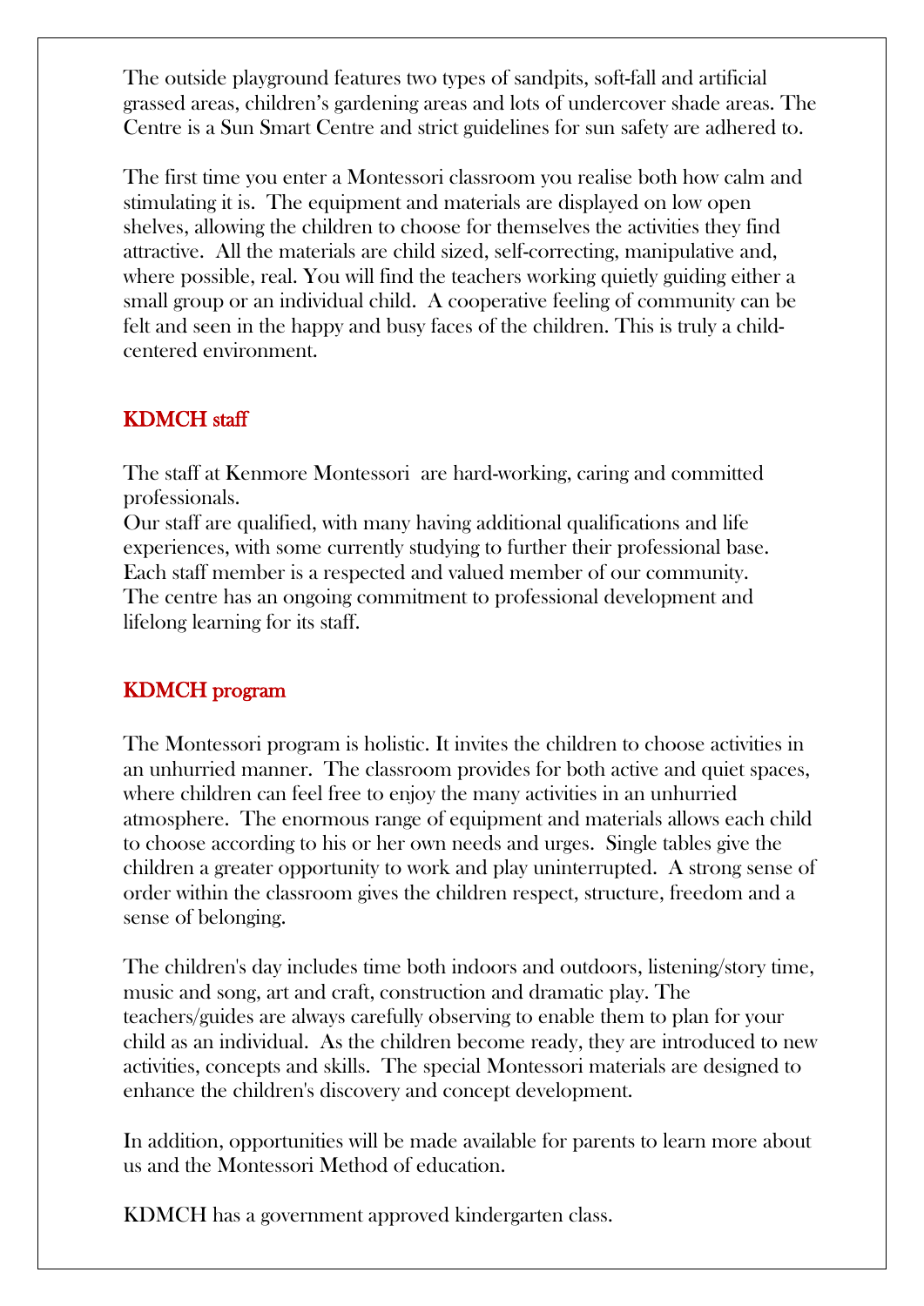The outside playground features two types of sandpits, soft-fall and artificial grassed areas, children's gardening areas and lots of undercover shade areas. The Centre is a Sun Smart Centre and strict guidelines for sun safety are adhered to.

The first time you enter a Montessori classroom you realise both how calm and stimulating it is. The equipment and materials are displayed on low open shelves, allowing the children to choose for themselves the activities they find attractive. All the materials are child sized, self-correcting, manipulative and, where possible, real. You will find the teachers working quietly guiding either a small group or an individual child. A cooperative feeling of community can be felt and seen in the happy and busy faces of the children. This is truly a child-centered environment.

## KDMCH staff

The staff at Kenmore Montessori are hard-working, caring and committed professionals.
Our staff are qualified, with many having additional qualifications and life experiences, with some currently studying to further their professional base. Each staff member is a respected and valued member of our community. The centre has an ongoing commitment to professional development and lifelong learning for its staff.

## KDMCH program

The Montessori program is holistic. It invites the children to choose activities in an unhurried manner. The classroom provides for both active and quiet spaces, where children can feel free to enjoy the many activities in an unhurried atmosphere. The enormous range of equipment and materials allows each child to choose according to his or her own needs and urges. Single tables give the children a greater opportunity to work and play uninterrupted. A strong sense of order within the classroom gives the children respect, structure, freedom and a sense of belonging.

The children's day includes time both indoors and outdoors, listening/story time, music and song, art and craft, construction and dramatic play. The teachers/guides are always carefully observing to enable them to plan for your child as an individual. As the children become ready, they are introduced to new activities, concepts and skills. The special Montessori materials are designed to enhance the children's discovery and concept development.

In addition, opportunities will be made available for parents to learn more about us and the Montessori Method of education.

KDMCH has a government approved kindergarten class.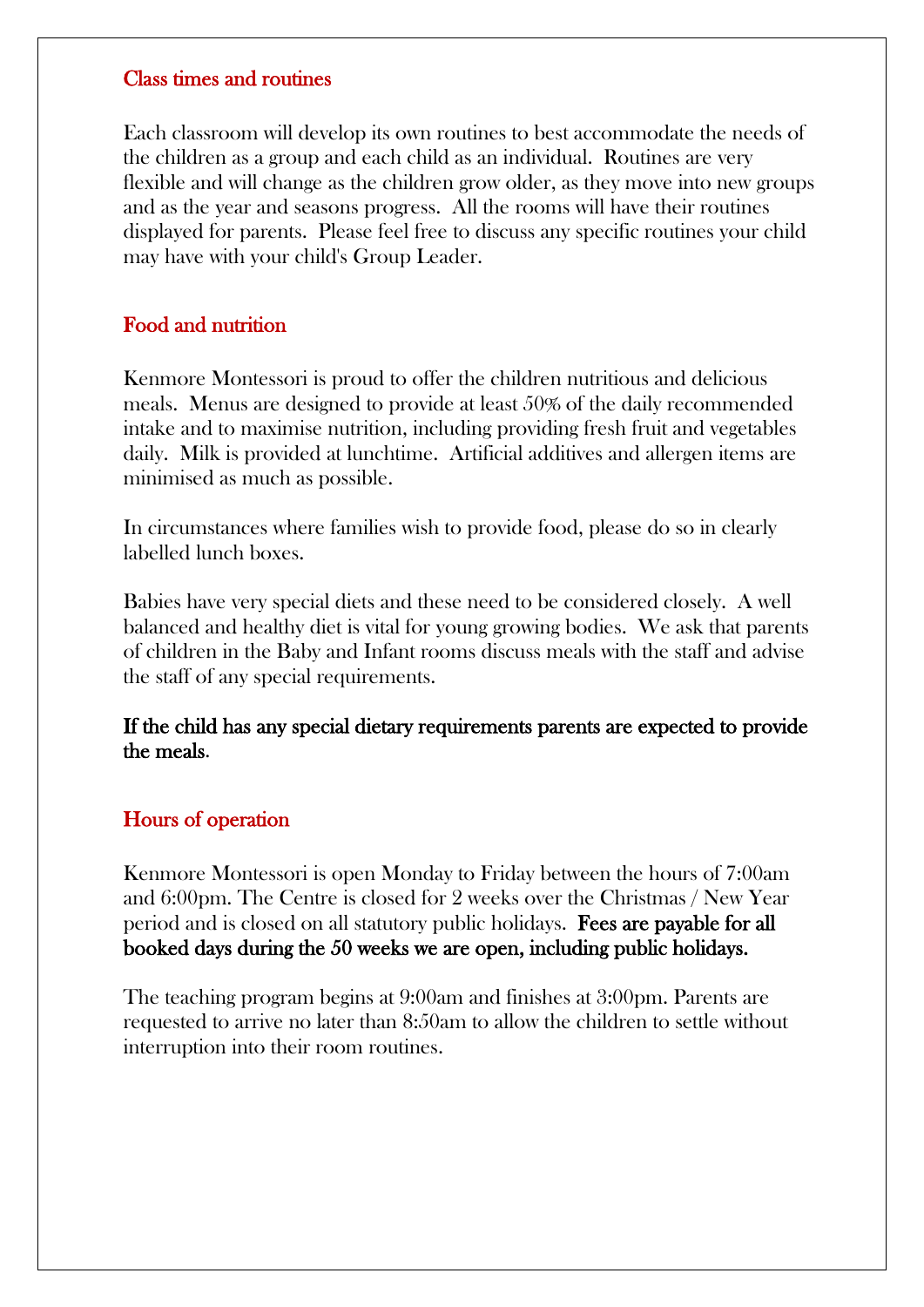## Class times and routines

Each classroom will develop its own routines to best accommodate the needs of the children as a group and each child as an individual. Routines are very flexible and will change as the children grow older, as they move into new groups and as the year and seasons progress. All the rooms will have their routines displayed for parents. Please feel free to discuss any specific routines your child may have with your child's Group Leader.

## Food and nutrition

Kenmore Montessori is proud to offer the children nutritious and delicious meals. Menus are designed to provide at least 50% of the daily recommended intake and to maximise nutrition, including providing fresh fruit and vegetables daily. Milk is provided at lunchtime. Artificial additives and allergen items are minimised as much as possible.

In circumstances where families wish to provide food, please do so in clearly labelled lunch boxes.

Babies have very special diets and these need to be considered closely. A well balanced and healthy diet is vital for young growing bodies. We ask that parents of children in the Baby and Infant rooms discuss meals with the staff and advise the staff of any special requirements.

**If the child has any special dietary requirements parents are expected to provide the meals**.

## Hours of operation

Kenmore Montessori is open Monday to Friday between the hours of 7:00am and 6:00pm. The Centre is closed for 2 weeks over the Christmas / New Year period and is closed on all statutory public holidays. **Fees are payable for all booked days during the 50 weeks we are open, including public holidays.**

The teaching program begins at 9:00am and finishes at 3:00pm. Parents are requested to arrive no later than 8:50am to allow the children to settle without interruption into their room routines.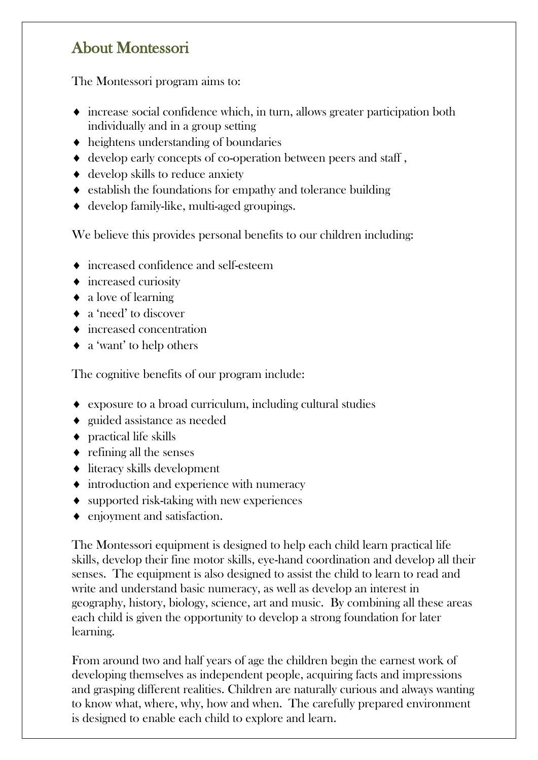## About Montessori

The Montessori program aims to:

- increase social confidence which, in turn, allows greater participation both individually and in a group setting
- heightens understanding of boundaries
- develop early concepts of co-operation between peers and staff ,
- develop skills to reduce anxiety
- establish the foundations for empathy and tolerance building
- develop family-like, multi-aged groupings.

We believe this provides personal benefits to our children including:

- increased confidence and self-esteem
- increased curiosity
- a love of learning
- a 'need' to discover
- increased concentration
- a 'want' to help others

The cognitive benefits of our program include:

- exposure to a broad curriculum, including cultural studies
- guided assistance as needed
- practical life skills
- refining all the senses
- literacy skills development
- introduction and experience with numeracy
- supported risk-taking with new experiences
- enjoyment and satisfaction.

The Montessori equipment is designed to help each child learn practical life skills, develop their fine motor skills, eye-hand coordination and develop all their senses. The equipment is also designed to assist the child to learn to read and write and understand basic numeracy, as well as develop an interest in geography, history, biology, science, art and music. By combining all these areas each child is given the opportunity to develop a strong foundation for later learning.

From around two and half years of age the children begin the earnest work of developing themselves as independent people, acquiring facts and impressions and grasping different realities. Children are naturally curious and always wanting to know what, where, why, how and when. The carefully prepared environment is designed to enable each child to explore and learn.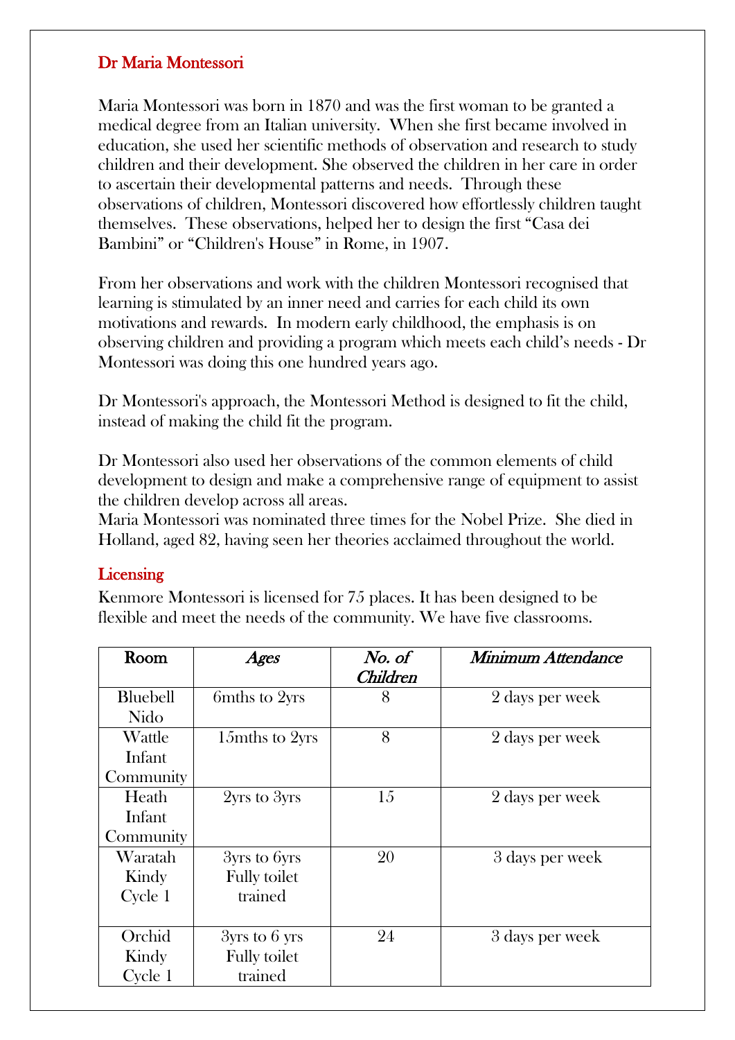## Dr Maria Montessori

Maria Montessori was born in 1870 and was the first woman to be granted a medical degree from an Italian university. When she first became involved in education, she used her scientific methods of observation and research to study children and their development. She observed the children in her care in order to ascertain their developmental patterns and needs. Through these observations of children, Montessori discovered how effortlessly children taught themselves. These observations, helped her to design the first "Casa dei Bambini" or "Children's House" in Rome, in 1907.

From her observations and work with the children Montessori recognised that learning is stimulated by an inner need and carries for each child its own motivations and rewards. In modern early childhood, the emphasis is on observing children and providing a program which meets each child's needs - Dr Montessori was doing this one hundred years ago.

Dr Montessori's approach, the Montessori Method is designed to fit the child, instead of making the child fit the program.

Dr Montessori also used her observations of the common elements of child development to design and make a comprehensive range of equipment to assist the children develop across all areas.
Maria Montessori was nominated three times for the Nobel Prize. She died in Holland, aged 82, having seen her theories acclaimed throughout the world.

## Licensing

Kenmore Montessori is licensed for 75 places. It has been designed to be flexible and meet the needs of the community. We have five classrooms.

| Room | *Ages* | *No. of Children* | *Minimum Attendance* |
|---|---|---|---|
| Bluebell Nido | 6mths to 2yrs | 8 | 2 days per week |
| Wattle Infant Community | 15mths to 2yrs | 8 | 2 days per week |
| Heath Infant Community | 2yrs to 3yrs | 15 | 2 days per week |
| Waratah Kindy Cycle 1 | 3yrs to 6yrs Fully toilet trained | 20 | 3 days per week |
| Orchid Kindy Cycle 1 | 3yrs to 6 yrs Fully toilet trained | 24 | 3 days per week |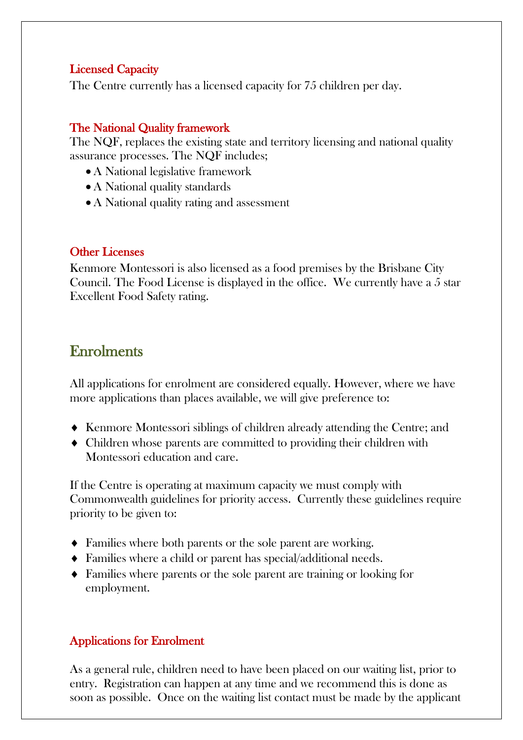### Licensed Capacity

The Centre currently has a licensed capacity for 75 children per day.

### The National Quality framework

The NQF, replaces the existing state and territory licensing and national quality assurance processes. The NQF includes;

- A National legislative framework
- A National quality standards
- A National quality rating and assessment

### Other Licenses

Kenmore Montessori is also licensed as a food premises by the Brisbane City Council. The Food License is displayed in the office. We currently have a 5 star Excellent Food Safety rating.

## Enrolments

All applications for enrolment are considered equally. However, where we have more applications than places available, we will give preference to:

- Kenmore Montessori siblings of children already attending the Centre; and
- Children whose parents are committed to providing their children with Montessori education and care.

If the Centre is operating at maximum capacity we must comply with Commonwealth guidelines for priority access. Currently these guidelines require priority to be given to:

- Families where both parents or the sole parent are working.
- Families where a child or parent has special/additional needs.
- Families where parents or the sole parent are training or looking for employment.

### Applications for Enrolment

As a general rule, children need to have been placed on our waiting list, prior to entry. Registration can happen at any time and we recommend this is done as soon as possible. Once on the waiting list contact must be made by the applicant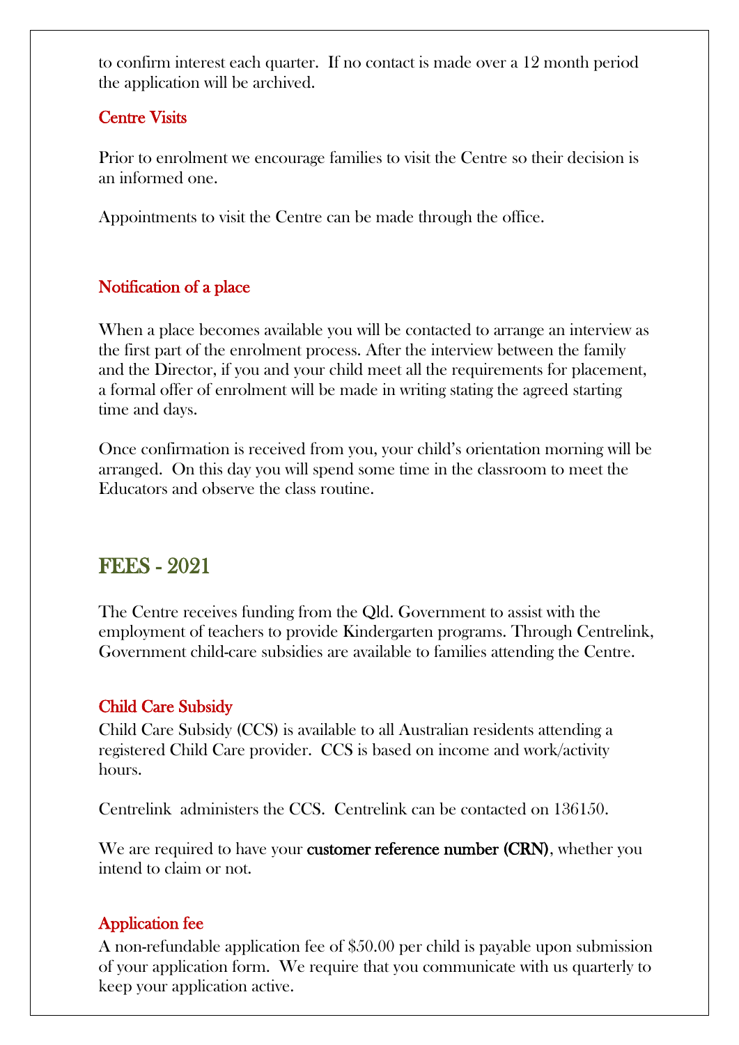to confirm interest each quarter. If no contact is made over a 12 month period the application will be archived.

### Centre Visits

Prior to enrolment we encourage families to visit the Centre so their decision is an informed one.

Appointments to visit the Centre can be made through the office.

### Notification of a place

When a place becomes available you will be contacted to arrange an interview as the first part of the enrolment process. After the interview between the family and the Director, if you and your child meet all the requirements for placement, a formal offer of enrolment will be made in writing stating the agreed starting time and days.

Once confirmation is received from you, your child's orientation morning will be arranged. On this day you will spend some time in the classroom to meet the Educators and observe the class routine.

## FEES - 2021

The Centre receives funding from the Qld. Government to assist with the employment of teachers to provide Kindergarten programs. Through Centrelink, Government child-care subsidies are available to families attending the Centre.

### Child Care Subsidy

Child Care Subsidy (CCS) is available to all Australian residents attending a registered Child Care provider. CCS is based on income and work/activity hours.

Centrelink administers the CCS. Centrelink can be contacted on 136150.

We are required to have your **customer reference number (CRN)**, whether you intend to claim or not.

### Application fee

A non-refundable application fee of $50.00 per child is payable upon submission of your application form. We require that you communicate with us quarterly to keep your application active.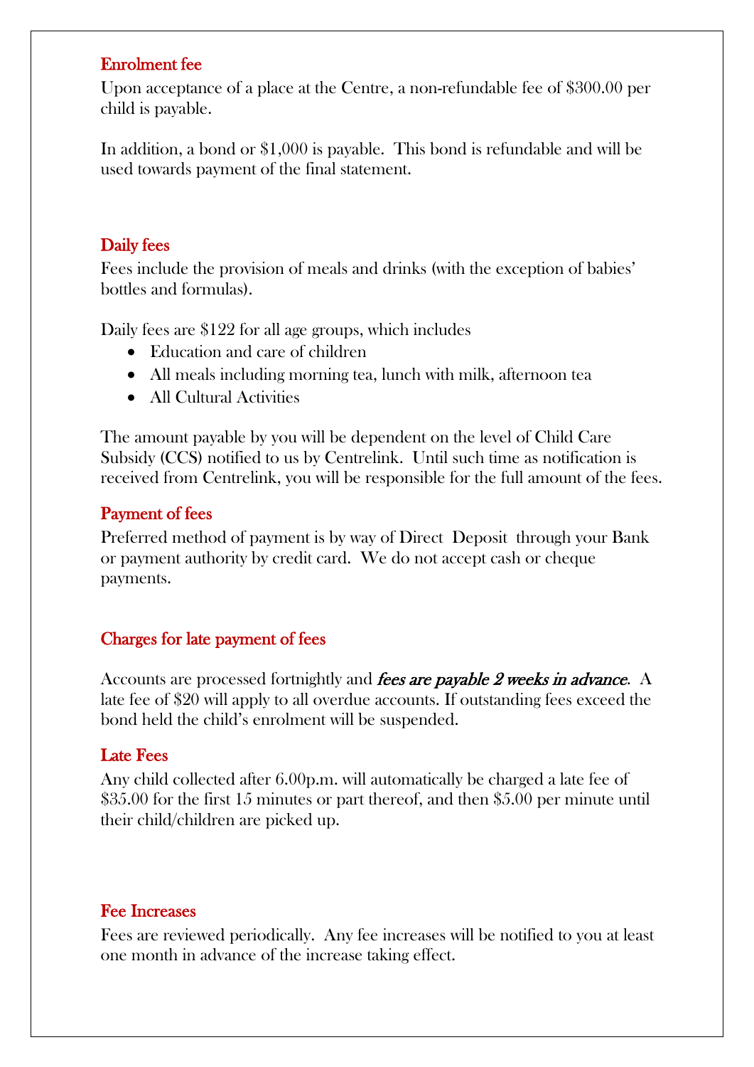### Enrolment fee

Upon acceptance of a place at the Centre, a non-refundable fee of $300.00 per child is payable.

In addition, a bond or $1,000 is payable. This bond is refundable and will be used towards payment of the final statement.

### Daily fees

Fees include the provision of meals and drinks (with the exception of babies' bottles and formulas).

Daily fees are $122 for all age groups, which includes

- Education and care of children
- All meals including morning tea, lunch with milk, afternoon tea
- All Cultural Activities

The amount payable by you will be dependent on the level of Child Care Subsidy (CCS) notified to us by Centrelink. Until such time as notification is received from Centrelink, you will be responsible for the full amount of the fees.

### Payment of fees

Preferred method of payment is by way of Direct Deposit through your Bank or payment authority by credit card. We do not accept cash or cheque payments.

### Charges for late payment of fees

Accounts are processed fortnightly and *fees are payable 2 weeks in advance*. A late fee of $20 will apply to all overdue accounts. If outstanding fees exceed the bond held the child's enrolment will be suspended.

### Late Fees

Any child collected after 6.00p.m. will automatically be charged a late fee of $35.00 for the first 15 minutes or part thereof, and then $5.00 per minute until their child/children are picked up.

### Fee Increases

Fees are reviewed periodically. Any fee increases will be notified to you at least one month in advance of the increase taking effect.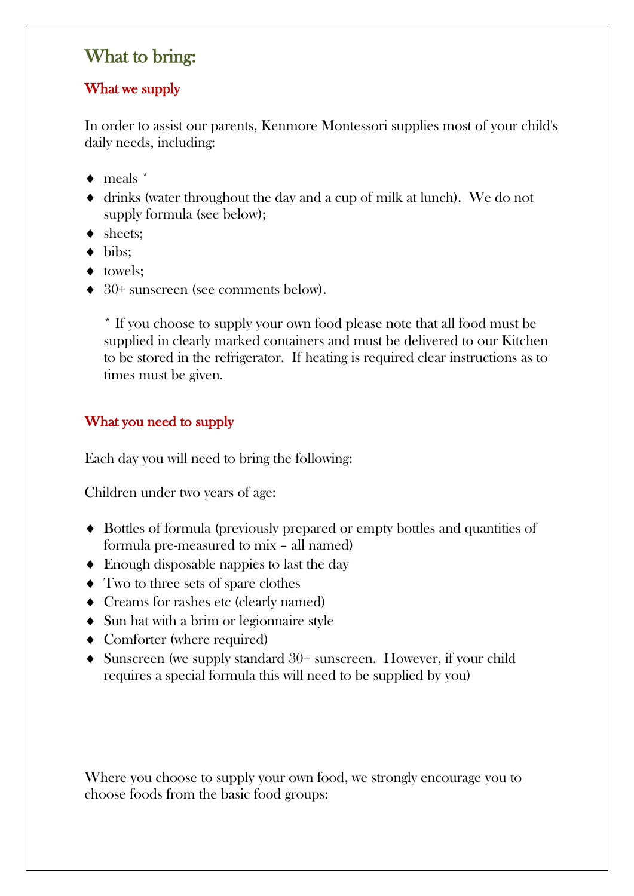## What to bring:

### What we supply

In order to assist our parents, Kenmore Montessori supplies most of your child's daily needs, including:

- meals *
- drinks (water throughout the day and a cup of milk at lunch). We do not supply formula (see below);
- sheets;
- bibs;
- towels;
- 30+ sunscreen (see comments below).

 * If you choose to supply your own food please note that all food must be supplied in clearly marked containers and must be delivered to our Kitchen to be stored in the refrigerator. If heating is required clear instructions as to times must be given.

### What you need to supply

Each day you will need to bring the following:

Children under two years of age:

- Bottles of formula (previously prepared or empty bottles and quantities of formula pre-measured to mix – all named)
- Enough disposable nappies to last the day
- Two to three sets of spare clothes
- Creams for rashes etc (clearly named)
- Sun hat with a brim or legionnaire style
- Comforter (where required)
- Sunscreen (we supply standard 30+ sunscreen. However, if your child requires a special formula this will need to be supplied by you)

Where you choose to supply your own food, we strongly encourage you to choose foods from the basic food groups: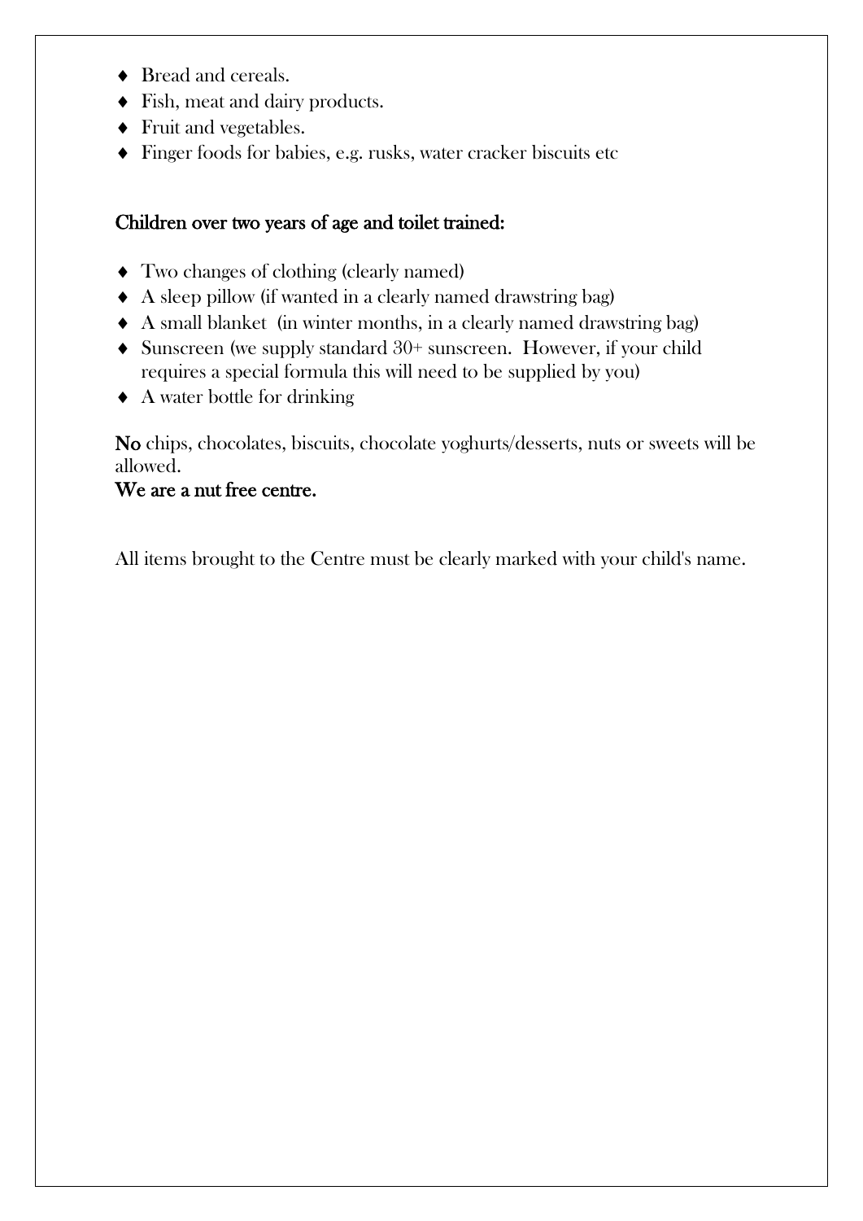- Bread and cereals.
- Fish, meat and dairy products.
- Fruit and vegetables.
- Finger foods for babies, e.g. rusks, water cracker biscuits etc

**Children over two years of age and toilet trained:**

- Two changes of clothing (clearly named)
- A sleep pillow (if wanted in a clearly named drawstring bag)
- A small blanket (in winter months, in a clearly named drawstring bag)
- Sunscreen (we supply standard 30+ sunscreen. However, if your child requires a special formula this will need to be supplied by you)
- A water bottle for drinking

**No** chips, chocolates, biscuits, chocolate yoghurts/desserts, nuts or sweets will be allowed.
**We are a nut free centre.**

All items brought to the Centre must be clearly marked with your child's name.